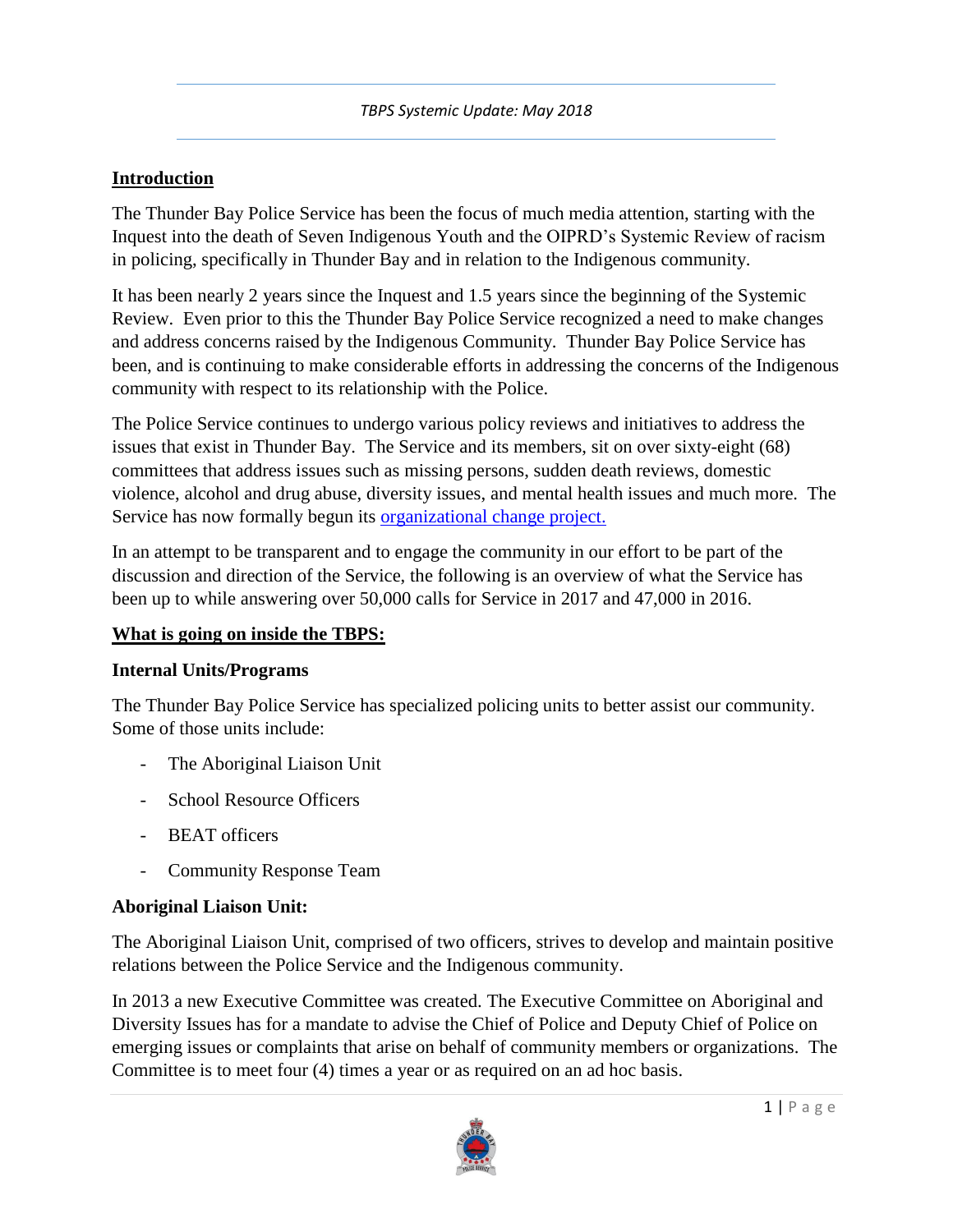*TBPS Systemic Update: May 2018*

## Introduction

The Thunder Bay Police Service has been the focus of much media attention, starting with the Inquest into the death of Seven Indigenous Youth and the OIPRD's Systemic Review of racism in policing, specifically in Thunder Bay and in relation to the Indigenous community.

It has been nearly 2 years since the Inquest and 1.5 years since the beginning of the Systemic Review. Even prior to this the Thunder Bay Police Service recognized a need to make changes and address concerns raised by the Indigenous Community. Thunder Bay Police Service has been, and is continuing to make considerable efforts in addressing the concerns of the Indigenous community with respect to its relationship with the Police.

The Police Service continues to undergo various policy reviews and initiatives to address the issues that exist in Thunder Bay. The Service and its members, sit on over sixty-eight (68) committees that address issues such as missing persons, sudden death reviews, domestic violence, alcohol and drug abuse, diversity issues, and mental health issues and much more. The Service has now formally begun its organizational change project.

In an attempt to be transparent and to engage the community in our effort to be part of the discussion and direction of the Service, the following is an overview of what the Service has been up to while answering over 50,000 calls for Service in 2017 and 47,000 in 2016.

## What is going on inside the TBPS:

### Internal Units/Programs

The Thunder Bay Police Service has specialized policing units to better assist our community. Some of those units include:

- The Aboriginal Liaison Unit
- School Resource Officers
- BEAT officers
- Community Response Team

### Aboriginal Liaison Unit:

The Aboriginal Liaison Unit, comprised of two officers, strives to develop and maintain positive relations between the Police Service and the Indigenous community.

In 2013 a new Executive Committee was created. The Executive Committee on Aboriginal and Diversity Issues has for a mandate to advise the Chief of Police and Deputy Chief of Police on emerging issues or complaints that arise on behalf of community members or organizations. The Committee is to meet four (4) times a year or as required on an ad hoc basis.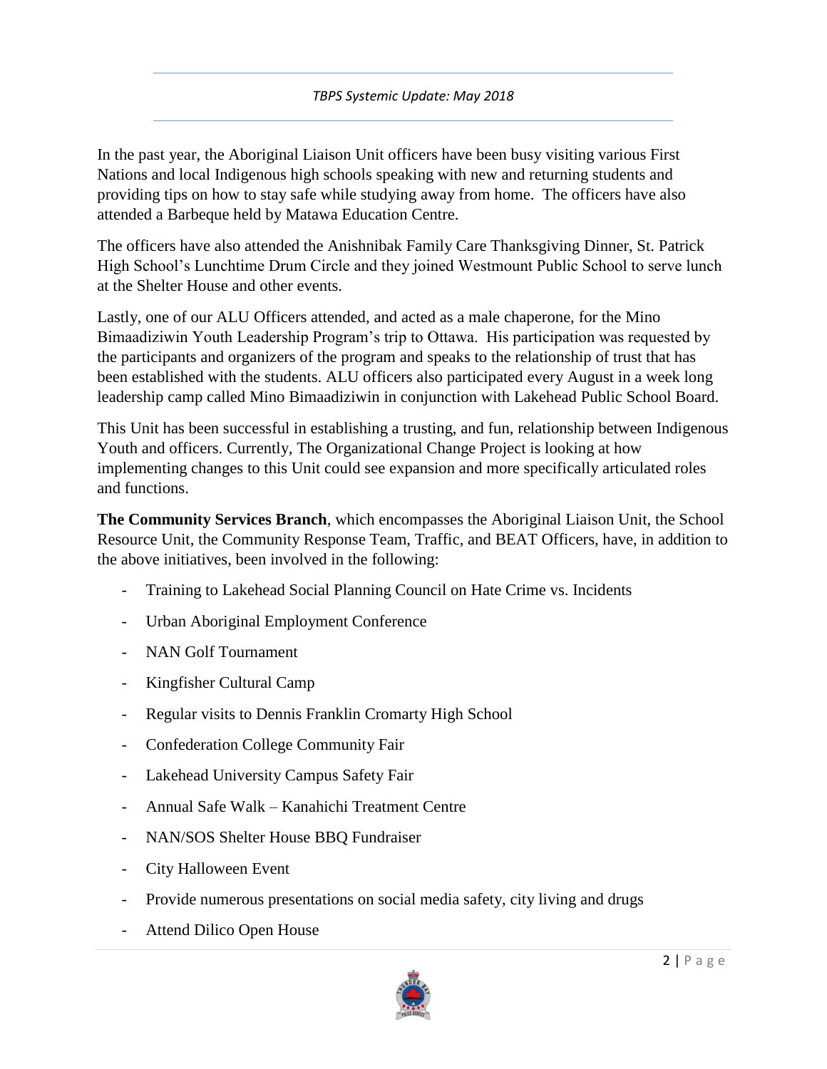In the past year, the Aboriginal Liaison Unit officers have been busy visiting various First Nations and local Indigenous high schools speaking with new and returning students and providing tips on how to stay safe while studying away from home. The officers have also attended a Barbeque held by Matawa Education Centre.

The officers have also attended the Anishnibak Family Care Thanksgiving Dinner, St. Patrick High School's Lunchtime Drum Circle and they joined Westmount Public School to serve lunch at the Shelter House and other events.

Lastly, one of our ALU Officers attended, and acted as a male chaperone, for the Mino Bimaadiziwin Youth Leadership Program's trip to Ottawa. His participation was requested by the participants and organizers of the program and speaks to the relationship of trust that has been established with the students. ALU officers also participated every August in a week long leadership camp called Mino Bimaadiziwin in conjunction with Lakehead Public School Board.

This Unit has been successful in establishing a trusting, and fun, relationship between Indigenous Youth and officers. Currently, The Organizational Change Project is looking at how implementing changes to this Unit could see expansion and more specifically articulated roles and functions.

**The Community Services Branch**, which encompasses the Aboriginal Liaison Unit, the School Resource Unit, the Community Response Team, Traffic, and BEAT Officers, have, in addition to the above initiatives, been involved in the following:

- Training to Lakehead Social Planning Council on Hate Crime vs. Incidents
- Urban Aboriginal Employment Conference
- NAN Golf Tournament
- Kingfisher Cultural Camp
- Regular visits to Dennis Franklin Cromarty High School
- Confederation College Community Fair
- Lakehead University Campus Safety Fair
- Annual Safe Walk – Kanahichi Treatment Centre
- NAN/SOS Shelter House BBQ Fundraiser
- City Halloween Event
- Provide numerous presentations on social media safety, city living and drugs
- Attend Dilico Open House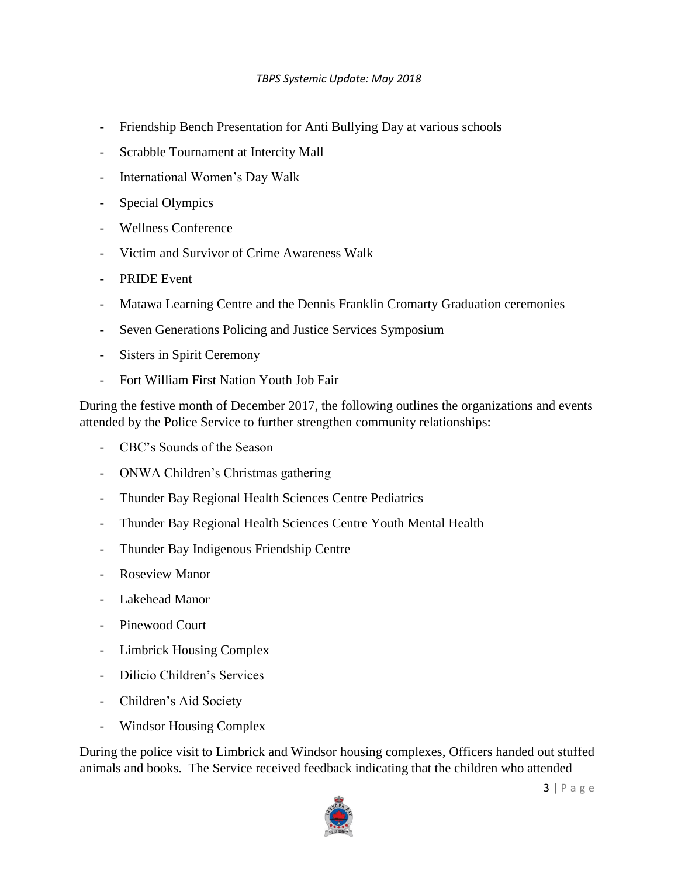- Friendship Bench Presentation for Anti Bullying Day at various schools
- Scrabble Tournament at Intercity Mall
- International Women's Day Walk
- Special Olympics
- Wellness Conference
- Victim and Survivor of Crime Awareness Walk
- PRIDE Event
- Matawa Learning Centre and the Dennis Franklin Cromarty Graduation ceremonies
- Seven Generations Policing and Justice Services Symposium
- Sisters in Spirit Ceremony
- Fort William First Nation Youth Job Fair

During the festive month of December 2017, the following outlines the organizations and events attended by the Police Service to further strengthen community relationships:

- CBC's Sounds of the Season
- ONWA Children's Christmas gathering
- Thunder Bay Regional Health Sciences Centre Pediatrics
- Thunder Bay Regional Health Sciences Centre Youth Mental Health
- Thunder Bay Indigenous Friendship Centre
- Roseview Manor
- Lakehead Manor
- Pinewood Court
- Limbrick Housing Complex
- Dilicio Children's Services
- Children's Aid Society
- Windsor Housing Complex

During the police visit to Limbrick and Windsor housing complexes, Officers handed out stuffed animals and books. The Service received feedback indicating that the children who attended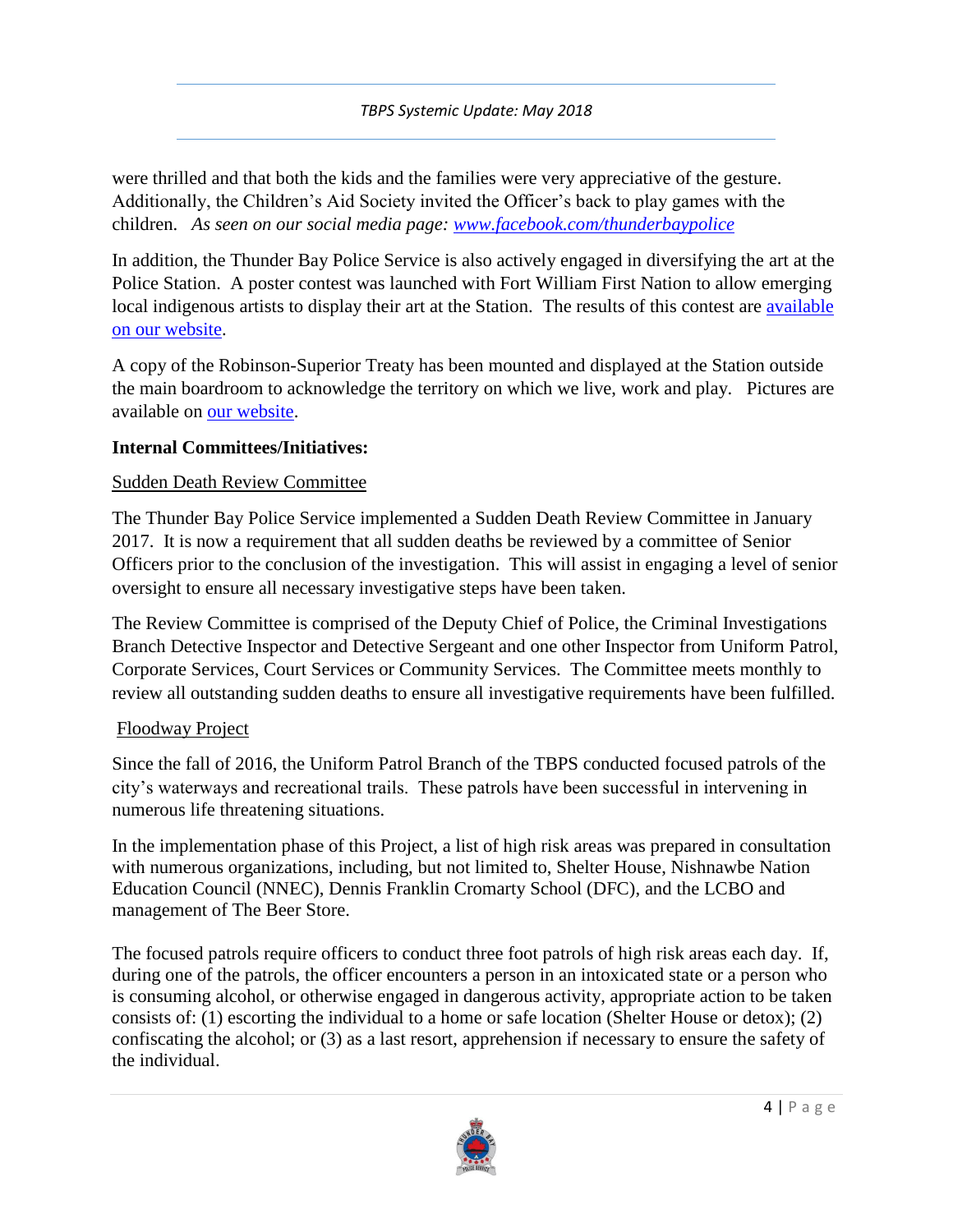were thrilled and that both the kids and the families were very appreciative of the gesture. Additionally, the Children's Aid Society invited the Officer's back to play games with the children. *As seen on our social media page: [www.facebook.com/thunderbaypolice](www.facebook.com/thunderbaypolice)*

In addition, the Thunder Bay Police Service is also actively engaged in diversifying the art at the Police Station. A poster contest was launched with Fort William First Nation to allow emerging local indigenous artists to display their art at the Station. The results of this contest are available on our website.

A copy of the Robinson-Superior Treaty has been mounted and displayed at the Station outside the main boardroom to acknowledge the territory on which we live, work and play. Pictures are available on our website.

**Internal Committees/Initiatives:**

<u>Sudden Death Review Committee</u>

The Thunder Bay Police Service implemented a Sudden Death Review Committee in January 2017. It is now a requirement that all sudden deaths be reviewed by a committee of Senior Officers prior to the conclusion of the investigation. This will assist in engaging a level of senior oversight to ensure all necessary investigative steps have been taken.

The Review Committee is comprised of the Deputy Chief of Police, the Criminal Investigations Branch Detective Inspector and Detective Sergeant and one other Inspector from Uniform Patrol, Corporate Services, Court Services or Community Services. The Committee meets monthly to review all outstanding sudden deaths to ensure all investigative requirements have been fulfilled.

<u>Floodway Project</u>

Since the fall of 2016, the Uniform Patrol Branch of the TBPS conducted focused patrols of the city's waterways and recreational trails. These patrols have been successful in intervening in numerous life threatening situations.

In the implementation phase of this Project, a list of high risk areas was prepared in consultation with numerous organizations, including, but not limited to, Shelter House, Nishnawbe Nation Education Council (NNEC), Dennis Franklin Cromarty School (DFC), and the LCBO and management of The Beer Store.

The focused patrols require officers to conduct three foot patrols of high risk areas each day. If, during one of the patrols, the officer encounters a person in an intoxicated state or a person who is consuming alcohol, or otherwise engaged in dangerous activity, appropriate action to be taken consists of: (1) escorting the individual to a home or safe location (Shelter House or detox); (2) confiscating the alcohol; or (3) as a last resort, apprehension if necessary to ensure the safety of the individual.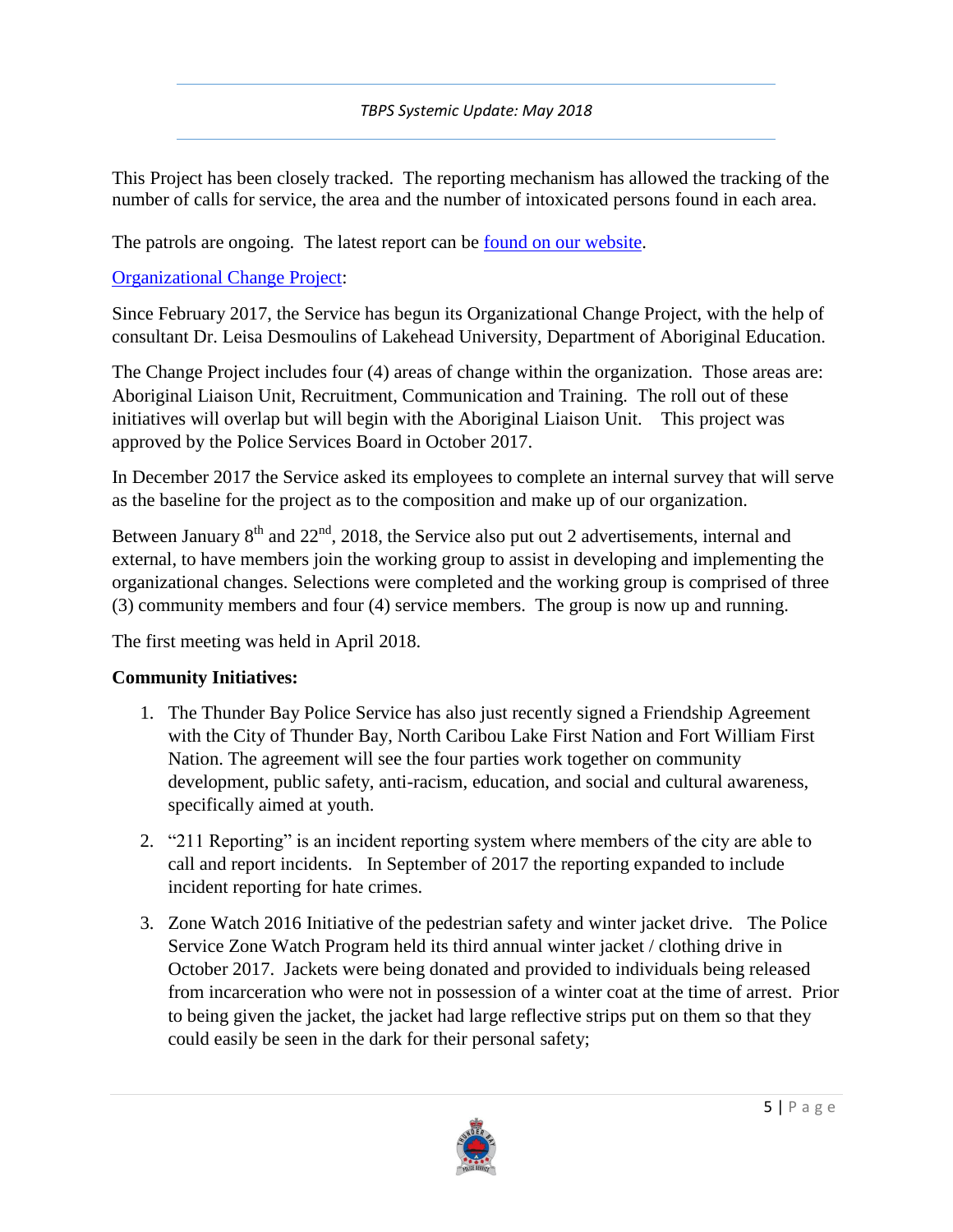This Project has been closely tracked. The reporting mechanism has allowed the tracking of the number of calls for service, the area and the number of intoxicated persons found in each area.

The patrols are ongoing. The latest report can be found on our website.

Organizational Change Project:

Since February 2017, the Service has begun its Organizational Change Project, with the help of consultant Dr. Leisa Desmoulins of Lakehead University, Department of Aboriginal Education.

The Change Project includes four (4) areas of change within the organization. Those areas are: Aboriginal Liaison Unit, Recruitment, Communication and Training. The roll out of these initiatives will overlap but will begin with the Aboriginal Liaison Unit. This project was approved by the Police Services Board in October 2017.

In December 2017 the Service asked its employees to complete an internal survey that will serve as the baseline for the project as to the composition and make up of our organization.

Between January 8th and 22nd, 2018, the Service also put out 2 advertisements, internal and external, to have members join the working group to assist in developing and implementing the organizational changes. Selections were completed and the working group is comprised of three (3) community members and four (4) service members. The group is now up and running.

The first meeting was held in April 2018.

**Community Initiatives:**

1. The Thunder Bay Police Service has also just recently signed a Friendship Agreement with the City of Thunder Bay, North Caribou Lake First Nation and Fort William First Nation. The agreement will see the four parties work together on community development, public safety, anti-racism, education, and social and cultural awareness, specifically aimed at youth.

2. "211 Reporting" is an incident reporting system where members of the city are able to call and report incidents. In September of 2017 the reporting expanded to include incident reporting for hate crimes.

3. Zone Watch 2016 Initiative of the pedestrian safety and winter jacket drive. The Police Service Zone Watch Program held its third annual winter jacket / clothing drive in October 2017. Jackets were being donated and provided to individuals being released from incarceration who were not in possession of a winter coat at the time of arrest. Prior to being given the jacket, the jacket had large reflective strips put on them so that they could easily be seen in the dark for their personal safety;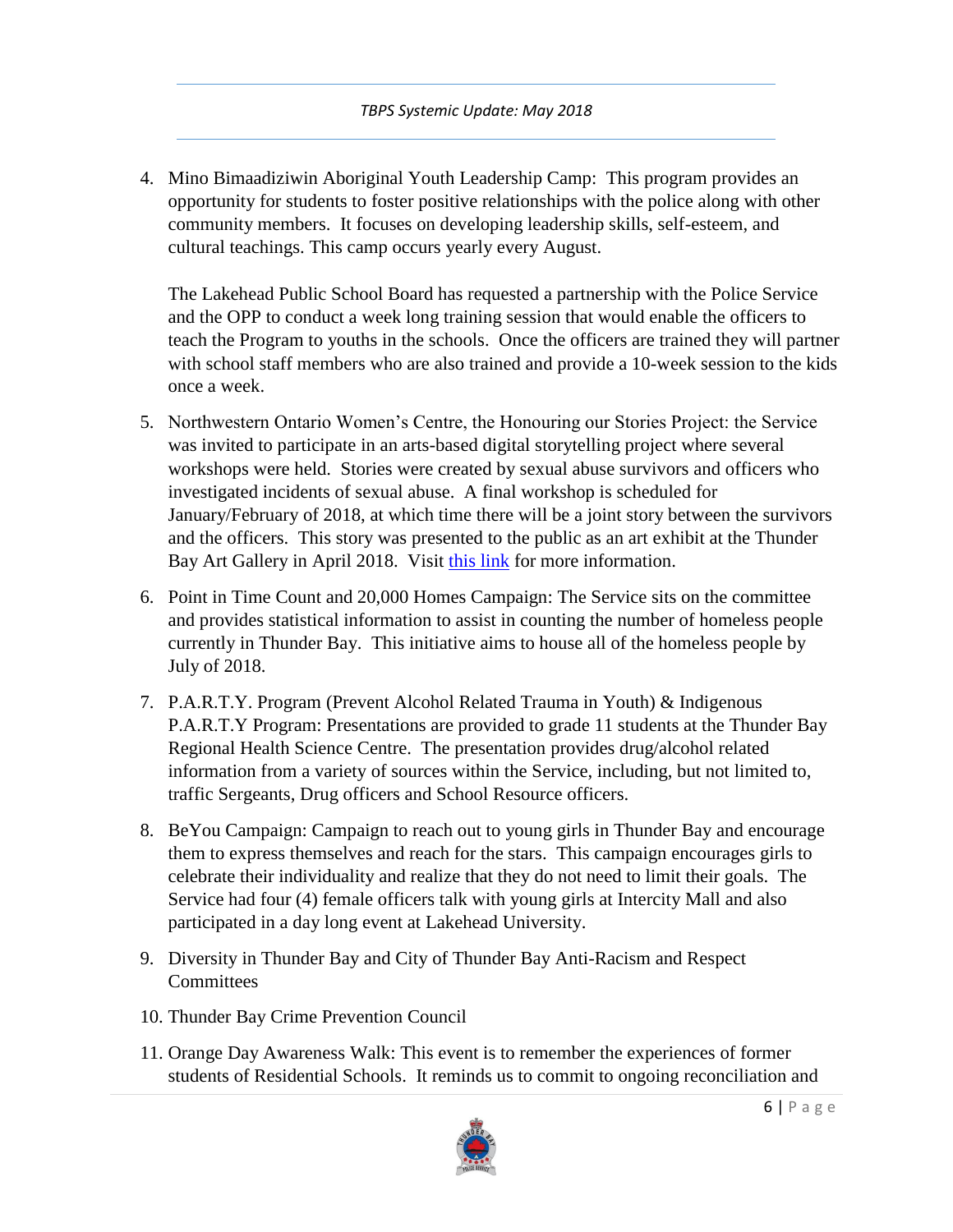4. Mino Bimaadiziwin Aboriginal Youth Leadership Camp: This program provides an opportunity for students to foster positive relationships with the police along with other community members. It focuses on developing leadership skills, self-esteem, and cultural teachings. This camp occurs yearly every August.

   The Lakehead Public School Board has requested a partnership with the Police Service and the OPP to conduct a week long training session that would enable the officers to teach the Program to youths in the schools. Once the officers are trained they will partner with school staff members who are also trained and provide a 10-week session to the kids once a week.

5. Northwestern Ontario Women's Centre, the Honouring our Stories Project: the Service was invited to participate in an arts-based digital storytelling project where several workshops were held. Stories were created by sexual abuse survivors and officers who investigated incidents of sexual abuse. A final workshop is scheduled for January/February of 2018, at which time there will be a joint story between the survivors and the officers. This story was presented to the public as an art exhibit at the Thunder Bay Art Gallery in April 2018. Visit this link for more information.

6. Point in Time Count and 20,000 Homes Campaign: The Service sits on the committee and provides statistical information to assist in counting the number of homeless people currently in Thunder Bay. This initiative aims to house all of the homeless people by July of 2018.

7. P.A.R.T.Y. Program (Prevent Alcohol Related Trauma in Youth) & Indigenous P.A.R.T.Y Program: Presentations are provided to grade 11 students at the Thunder Bay Regional Health Science Centre. The presentation provides drug/alcohol related information from a variety of sources within the Service, including, but not limited to, traffic Sergeants, Drug officers and School Resource officers.

8. BeYou Campaign: Campaign to reach out to young girls in Thunder Bay and encourage them to express themselves and reach for the stars. This campaign encourages girls to celebrate their individuality and realize that they do not need to limit their goals. The Service had four (4) female officers talk with young girls at Intercity Mall and also participated in a day long event at Lakehead University.

9. Diversity in Thunder Bay and City of Thunder Bay Anti-Racism and Respect Committees

10. Thunder Bay Crime Prevention Council

11. Orange Day Awareness Walk: This event is to remember the experiences of former students of Residential Schools. It reminds us to commit to ongoing reconciliation and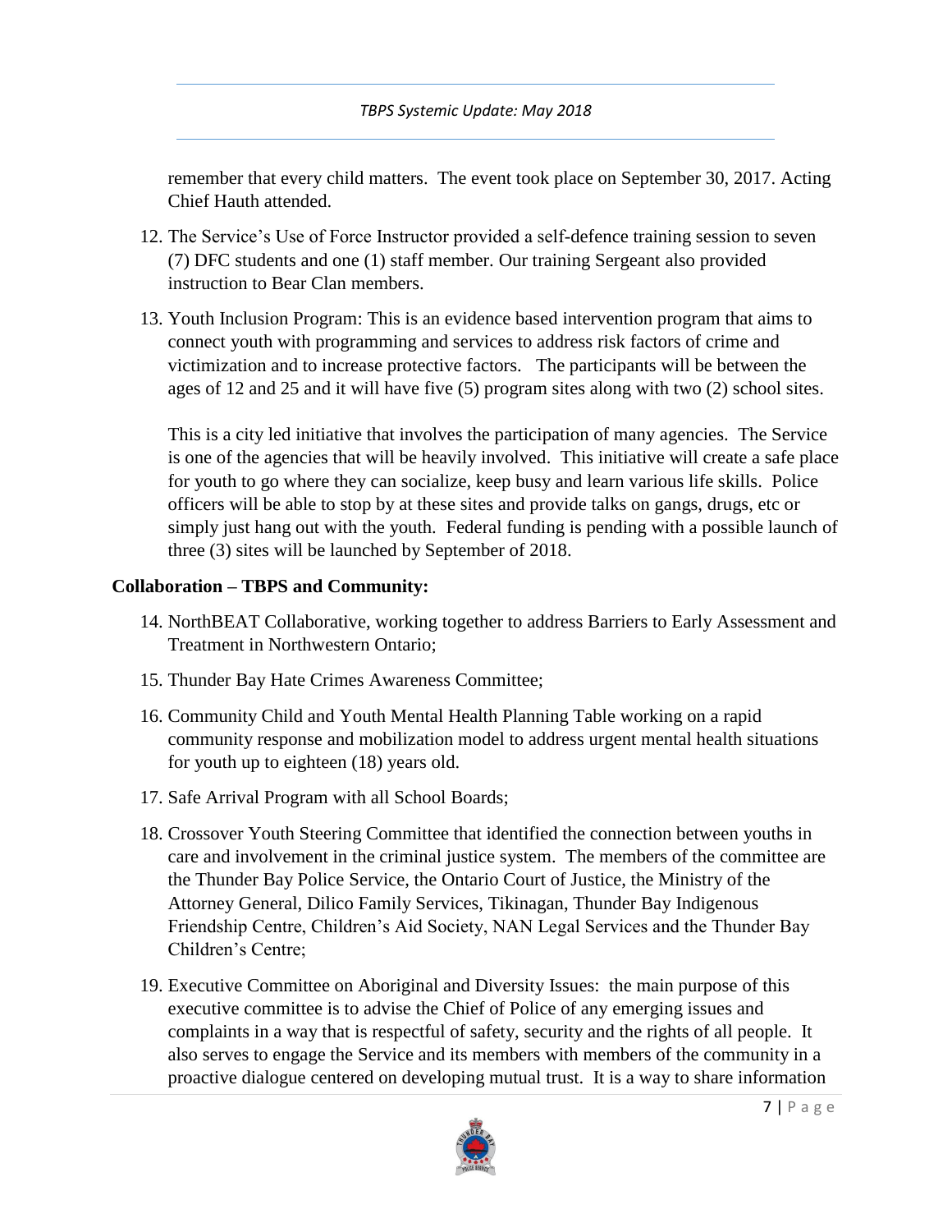remember that every child matters. The event took place on September 30, 2017. Acting Chief Hauth attended.

12. The Service's Use of Force Instructor provided a self-defence training session to seven (7) DFC students and one (1) staff member. Our training Sergeant also provided instruction to Bear Clan members.

13. Youth Inclusion Program: This is an evidence based intervention program that aims to connect youth with programming and services to address risk factors of crime and victimization and to increase protective factors. The participants will be between the ages of 12 and 25 and it will have five (5) program sites along with two (2) school sites.

    This is a city led initiative that involves the participation of many agencies. The Service is one of the agencies that will be heavily involved. This initiative will create a safe place for youth to go where they can socialize, keep busy and learn various life skills. Police officers will be able to stop by at these sites and provide talks on gangs, drugs, etc or simply just hang out with the youth. Federal funding is pending with a possible launch of three (3) sites will be launched by September of 2018.

**Collaboration – TBPS and Community:**

14. NorthBEAT Collaborative, working together to address Barriers to Early Assessment and Treatment in Northwestern Ontario;

15. Thunder Bay Hate Crimes Awareness Committee;

16. Community Child and Youth Mental Health Planning Table working on a rapid community response and mobilization model to address urgent mental health situations for youth up to eighteen (18) years old.

17. Safe Arrival Program with all School Boards;

18. Crossover Youth Steering Committee that identified the connection between youths in care and involvement in the criminal justice system. The members of the committee are the Thunder Bay Police Service, the Ontario Court of Justice, the Ministry of the Attorney General, Dilico Family Services, Tikinagan, Thunder Bay Indigenous Friendship Centre, Children's Aid Society, NAN Legal Services and the Thunder Bay Children's Centre;

19. Executive Committee on Aboriginal and Diversity Issues: the main purpose of this executive committee is to advise the Chief of Police of any emerging issues and complaints in a way that is respectful of safety, security and the rights of all people. It also serves to engage the Service and its members with members of the community in a proactive dialogue centered on developing mutual trust. It is a way to share information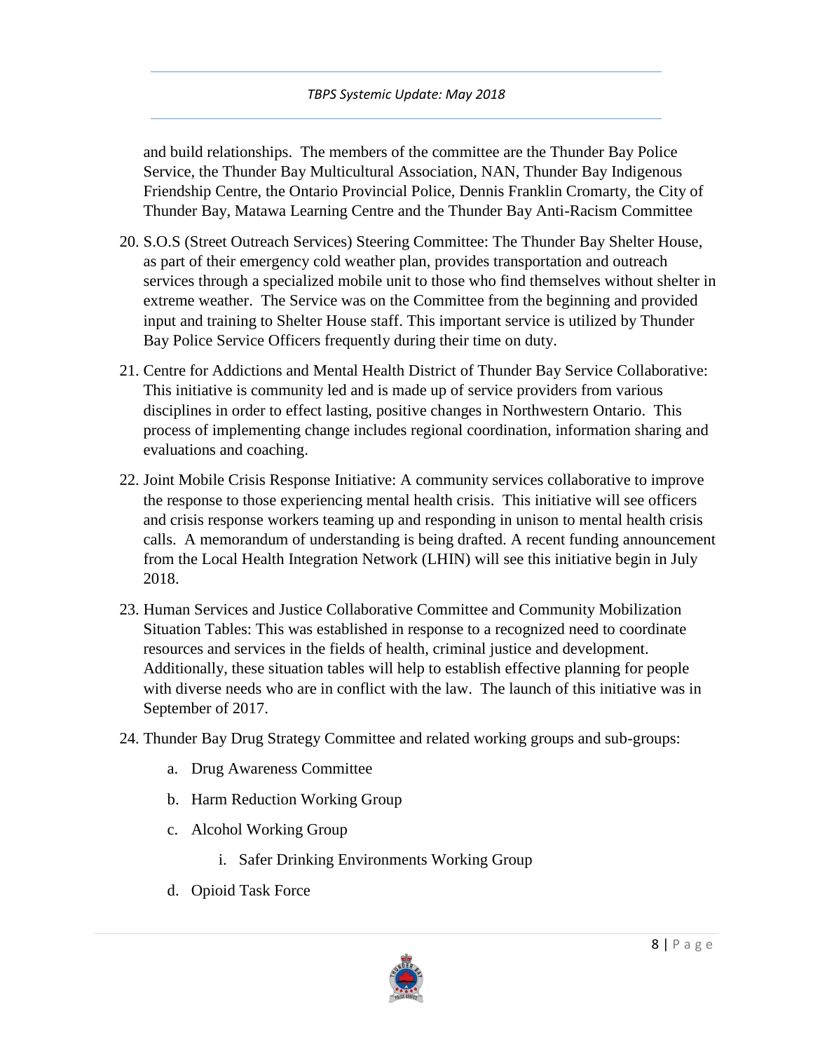and build relationships. The members of the committee are the Thunder Bay Police Service, the Thunder Bay Multicultural Association, NAN, Thunder Bay Indigenous Friendship Centre, the Ontario Provincial Police, Dennis Franklin Cromarty, the City of Thunder Bay, Matawa Learning Centre and the Thunder Bay Anti-Racism Committee

20. S.O.S (Street Outreach Services) Steering Committee: The Thunder Bay Shelter House, as part of their emergency cold weather plan, provides transportation and outreach services through a specialized mobile unit to those who find themselves without shelter in extreme weather. The Service was on the Committee from the beginning and provided input and training to Shelter House staff. This important service is utilized by Thunder Bay Police Service Officers frequently during their time on duty.

21. Centre for Addictions and Mental Health District of Thunder Bay Service Collaborative: This initiative is community led and is made up of service providers from various disciplines in order to effect lasting, positive changes in Northwestern Ontario. This process of implementing change includes regional coordination, information sharing and evaluations and coaching.

22. Joint Mobile Crisis Response Initiative: A community services collaborative to improve the response to those experiencing mental health crisis. This initiative will see officers and crisis response workers teaming up and responding in unison to mental health crisis calls. A memorandum of understanding is being drafted. A recent funding announcement from the Local Health Integration Network (LHIN) will see this initiative begin in July 2018.

23. Human Services and Justice Collaborative Committee and Community Mobilization Situation Tables: This was established in response to a recognized need to coordinate resources and services in the fields of health, criminal justice and development. Additionally, these situation tables will help to establish effective planning for people with diverse needs who are in conflict with the law. The launch of this initiative was in September of 2017.

24. Thunder Bay Drug Strategy Committee and related working groups and sub-groups:
    a. Drug Awareness Committee
    b. Harm Reduction Working Group
    c. Alcohol Working Group
        i. Safer Drinking Environments Working Group
    d. Opioid Task Force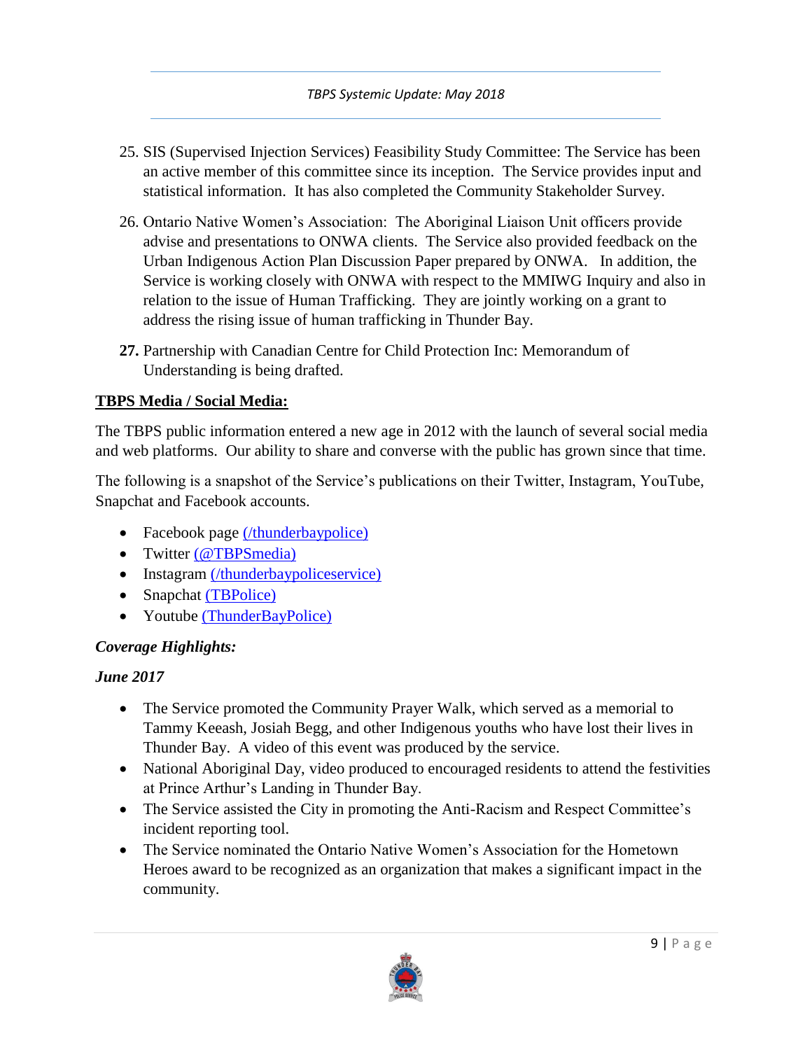25. SIS (Supervised Injection Services) Feasibility Study Committee: The Service has been an active member of this committee since its inception. The Service provides input and statistical information. It has also completed the Community Stakeholder Survey.

26. Ontario Native Women's Association: The Aboriginal Liaison Unit officers provide advise and presentations to ONWA clients. The Service also provided feedback on the Urban Indigenous Action Plan Discussion Paper prepared by ONWA. In addition, the Service is working closely with ONWA with respect to the MMIWG Inquiry and also in relation to the issue of Human Trafficking. They are jointly working on a grant to address the rising issue of human trafficking in Thunder Bay.

**27.** Partnership with Canadian Centre for Child Protection Inc: Memorandum of Understanding is being drafted.

**TBPS Media / Social Media:**

The TBPS public information entered a new age in 2012 with the launch of several social media and web platforms. Our ability to share and converse with the public has grown since that time.

The following is a snapshot of the Service's publications on their Twitter, Instagram, YouTube, Snapchat and Facebook accounts.

- Facebook page (/thunderbaypolice)
- Twitter (@TBPSmedia)
- Instagram (/thunderbaypoliceservice)
- Snapchat (TBPolice)
- Youtube (ThunderBayPolice)

***Coverage Highlights:***

***June 2017***

- The Service promoted the Community Prayer Walk, which served as a memorial to Tammy Keeash, Josiah Begg, and other Indigenous youths who have lost their lives in Thunder Bay. A video of this event was produced by the service.
- National Aboriginal Day, video produced to encouraged residents to attend the festivities at Prince Arthur's Landing in Thunder Bay.
- The Service assisted the City in promoting the Anti-Racism and Respect Committee's incident reporting tool.
- The Service nominated the Ontario Native Women's Association for the Hometown Heroes award to be recognized as an organization that makes a significant impact in the community.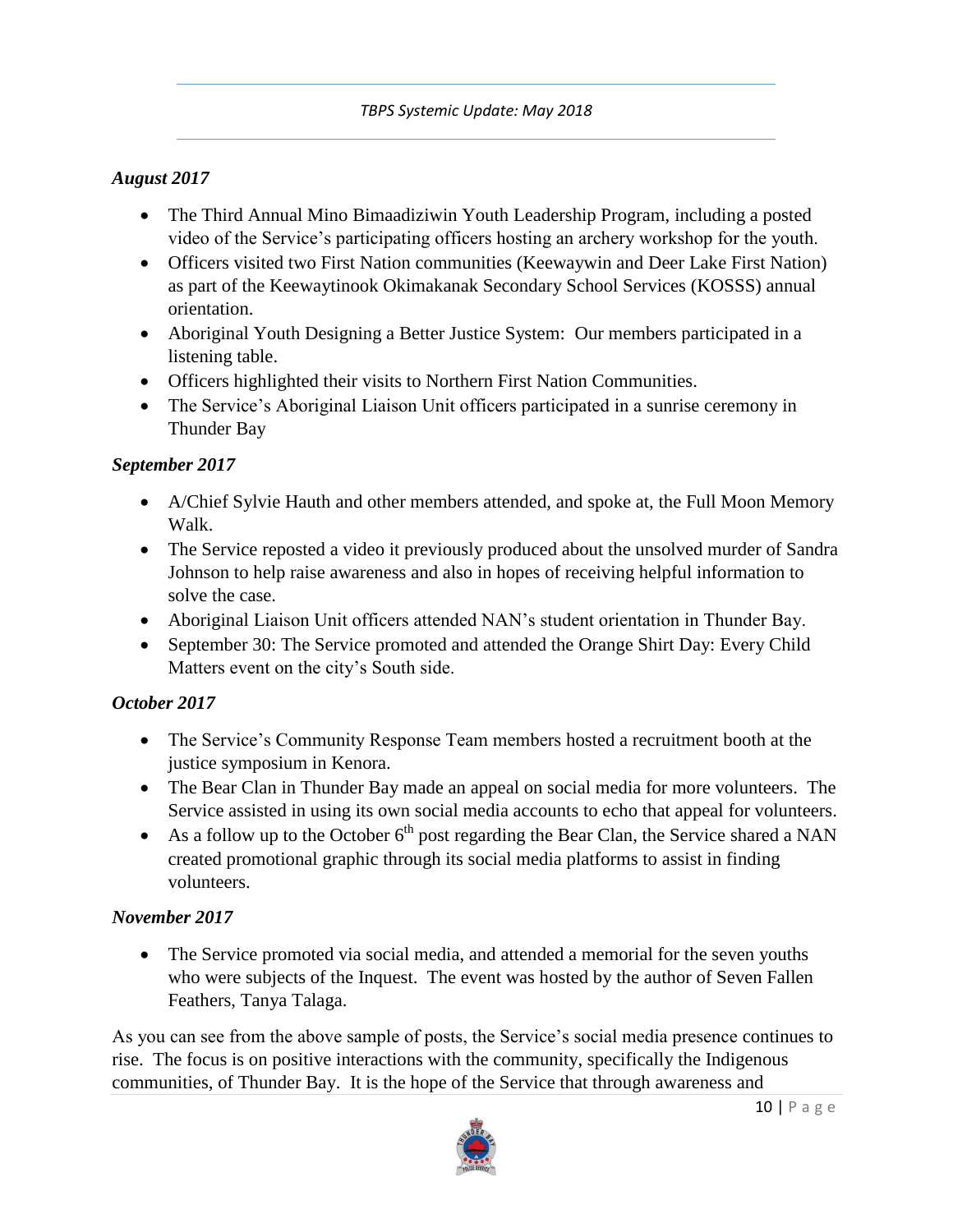*August 2017*

- The Third Annual Mino Bimaadiziwin Youth Leadership Program, including a posted video of the Service's participating officers hosting an archery workshop for the youth.
- Officers visited two First Nation communities (Keewaywin and Deer Lake First Nation) as part of the Keewaytinook Okimakanak Secondary School Services (KOSSS) annual orientation.
- Aboriginal Youth Designing a Better Justice System: Our members participated in a listening table.
- Officers highlighted their visits to Northern First Nation Communities.
- The Service's Aboriginal Liaison Unit officers participated in a sunrise ceremony in Thunder Bay

*September 2017*

- A/Chief Sylvie Hauth and other members attended, and spoke at, the Full Moon Memory Walk.
- The Service reposted a video it previously produced about the unsolved murder of Sandra Johnson to help raise awareness and also in hopes of receiving helpful information to solve the case.
- Aboriginal Liaison Unit officers attended NAN's student orientation in Thunder Bay.
- September 30: The Service promoted and attended the Orange Shirt Day: Every Child Matters event on the city's South side.

*October 2017*

- The Service's Community Response Team members hosted a recruitment booth at the justice symposium in Kenora.
- The Bear Clan in Thunder Bay made an appeal on social media for more volunteers. The Service assisted in using its own social media accounts to echo that appeal for volunteers.
- As a follow up to the October 6th post regarding the Bear Clan, the Service shared a NAN created promotional graphic through its social media platforms to assist in finding volunteers.

*November 2017*

- The Service promoted via social media, and attended a memorial for the seven youths who were subjects of the Inquest. The event was hosted by the author of Seven Fallen Feathers, Tanya Talaga.

As you can see from the above sample of posts, the Service's social media presence continues to rise. The focus is on positive interactions with the community, specifically the Indigenous communities, of Thunder Bay. It is the hope of the Service that through awareness and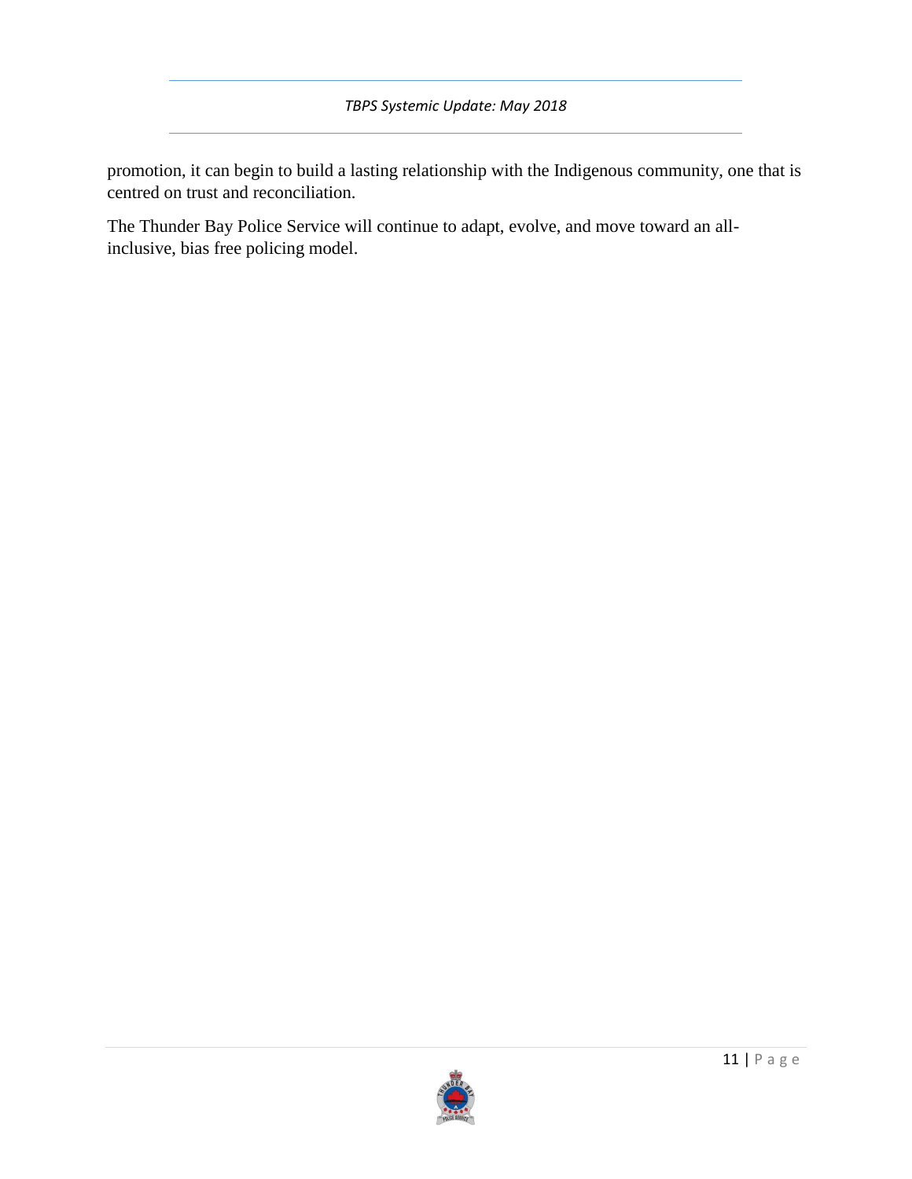promotion, it can begin to build a lasting relationship with the Indigenous community, one that is centred on trust and reconciliation.

The Thunder Bay Police Service will continue to adapt, evolve, and move toward an all-inclusive, bias free policing model.